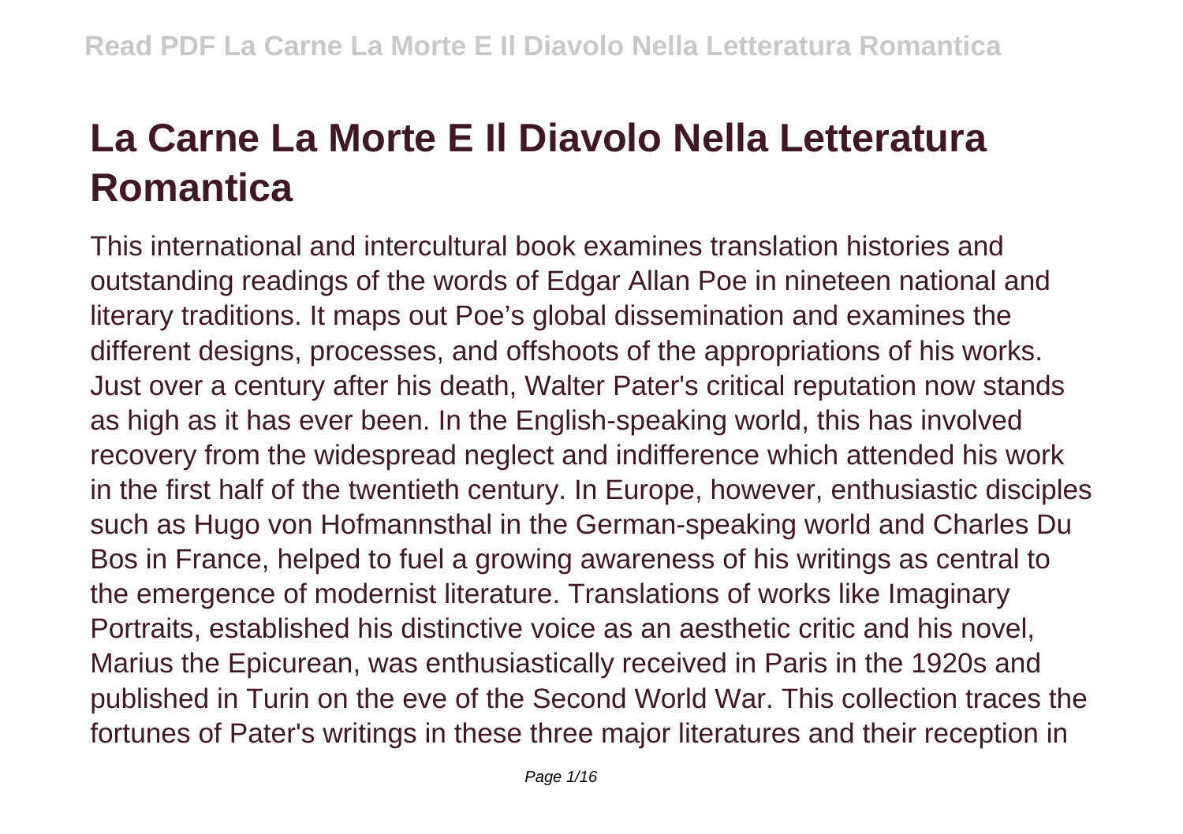# La Carne La Morte E Il Diavolo Nella Letteratura Romantica

This international and intercultural book examines translation histories and outstanding readings of the words of Edgar Allan Poe in nineteen national and literary traditions. It maps out Poe's global dissemination and examines the different designs, processes, and offshoots of the appropriations of his works. Just over a century after his death, Walter Pater's critical reputation now stands as high as it has ever been. In the English-speaking world, this has involved recovery from the widespread neglect and indifference which attended his work in the first half of the twentieth century. In Europe, however, enthusiastic disciples such as Hugo von Hofmannsthal in the German-speaking world and Charles Du Bos in France, helped to fuel a growing awareness of his writings as central to the emergence of modernist literature. Translations of works like Imaginary Portraits, established his distinctive voice as an aesthetic critic and his novel, Marius the Epicurean, was enthusiastically received in Paris in the 1920s and published in Turin on the eve of the Second World War. This collection traces the fortunes of Pater's writings in these three major literatures and their reception in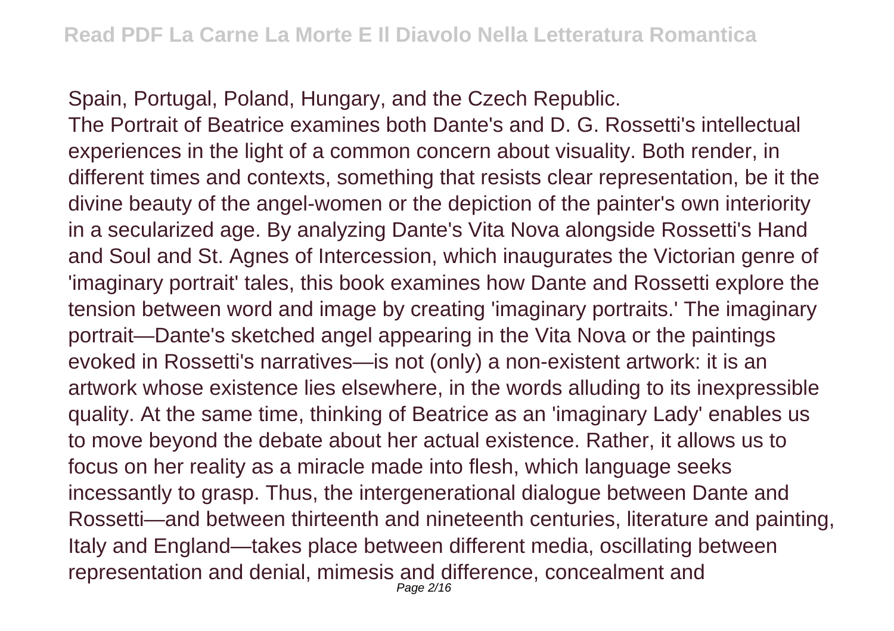Spain, Portugal, Poland, Hungary, and the Czech Republic.

The Portrait of Beatrice examines both Dante's and D. G. Rossetti's intellectual experiences in the light of a common concern about visuality. Both render, in different times and contexts, something that resists clear representation, be it the divine beauty of the angel-women or the depiction of the painter's own interiority in a secularized age. By analyzing Dante's Vita Nova alongside Rossetti's Hand and Soul and St. Agnes of Intercession, which inaugurates the Victorian genre of 'imaginary portrait' tales, this book examines how Dante and Rossetti explore the tension between word and image by creating 'imaginary portraits.' The imaginary portrait—Dante's sketched angel appearing in the Vita Nova or the paintings evoked in Rossetti's narratives—is not (only) a non-existent artwork: it is an artwork whose existence lies elsewhere, in the words alluding to its inexpressible quality. At the same time, thinking of Beatrice as an 'imaginary Lady' enables us to move beyond the debate about her actual existence. Rather, it allows us to focus on her reality as a miracle made into flesh, which language seeks incessantly to grasp. Thus, the intergenerational dialogue between Dante and Rossetti—and between thirteenth and nineteenth centuries, literature and painting, Italy and England—takes place between different media, oscillating between representation and denial, mimesis and difference, concealment and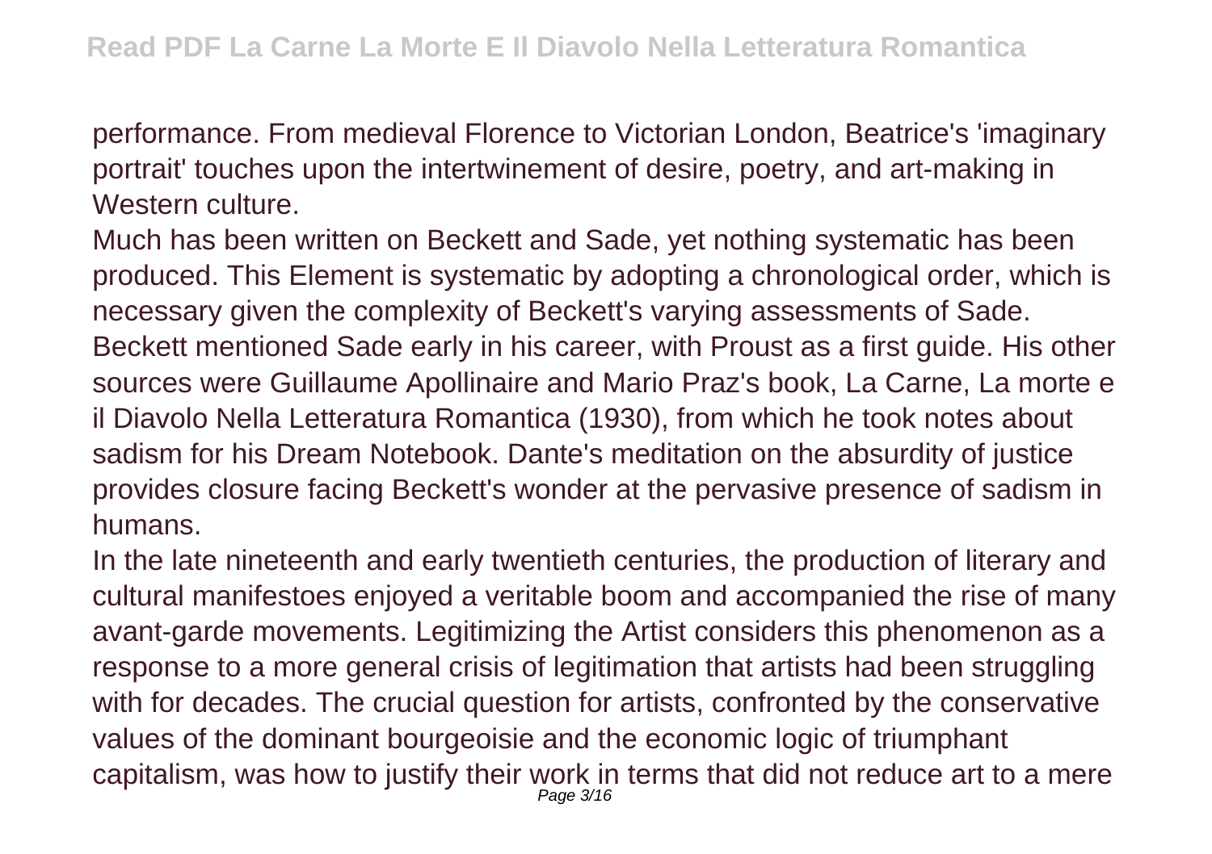performance. From medieval Florence to Victorian London, Beatrice's 'imaginary portrait' touches upon the intertwinement of desire, poetry, and art-making in Western culture.

Much has been written on Beckett and Sade, yet nothing systematic has been produced. This Element is systematic by adopting a chronological order, which is necessary given the complexity of Beckett's varying assessments of Sade. Beckett mentioned Sade early in his career, with Proust as a first guide. His other sources were Guillaume Apollinaire and Mario Praz's book, La Carne, La morte e il Diavolo Nella Letteratura Romantica (1930), from which he took notes about sadism for his Dream Notebook. Dante's meditation on the absurdity of justice provides closure facing Beckett's wonder at the pervasive presence of sadism in humans.

In the late nineteenth and early twentieth centuries, the production of literary and cultural manifestoes enjoyed a veritable boom and accompanied the rise of many avant-garde movements. Legitimizing the Artist considers this phenomenon as a response to a more general crisis of legitimation that artists had been struggling with for decades. The crucial question for artists, confronted by the conservative values of the dominant bourgeoisie and the economic logic of triumphant capitalism, was how to justify their work in terms that did not reduce art to a mere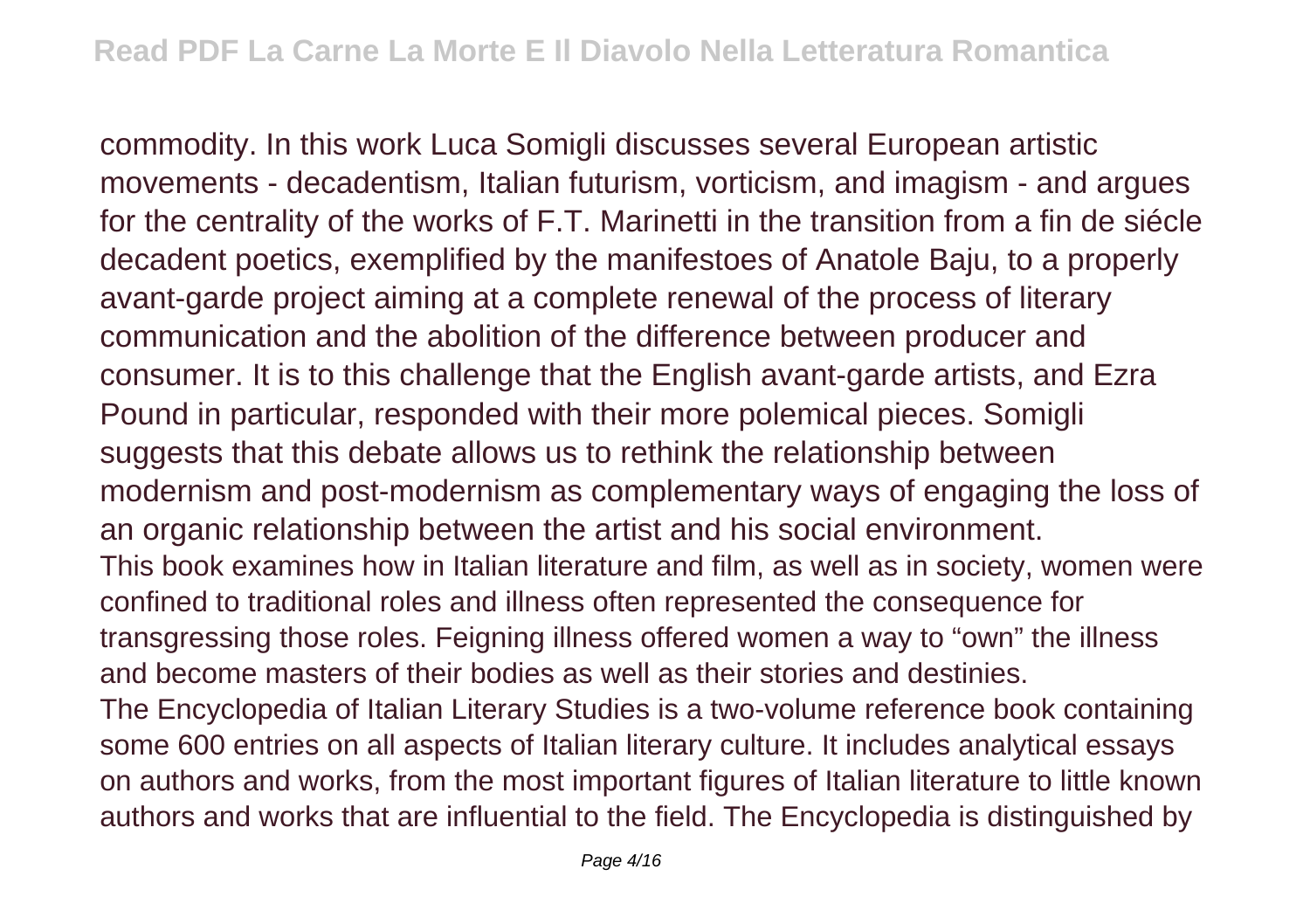commodity. In this work Luca Somigli discusses several European artistic movements - decadentism, Italian futurism, vorticism, and imagism - and argues for the centrality of the works of F.T. Marinetti in the transition from a fin de siécle decadent poetics, exemplified by the manifestoes of Anatole Baju, to a properly avant-garde project aiming at a complete renewal of the process of literary communication and the abolition of the difference between producer and consumer. It is to this challenge that the English avant-garde artists, and Ezra Pound in particular, responded with their more polemical pieces. Somigli suggests that this debate allows us to rethink the relationship between modernism and post-modernism as complementary ways of engaging the loss of an organic relationship between the artist and his social environment.

This book examines how in Italian literature and film, as well as in society, women were confined to traditional roles and illness often represented the consequence for transgressing those roles. Feigning illness offered women a way to "own" the illness and become masters of their bodies as well as their stories and destinies.

The Encyclopedia of Italian Literary Studies is a two-volume reference book containing some 600 entries on all aspects of Italian literary culture. It includes analytical essays on authors and works, from the most important figures of Italian literature to little known authors and works that are influential to the field. The Encyclopedia is distinguished by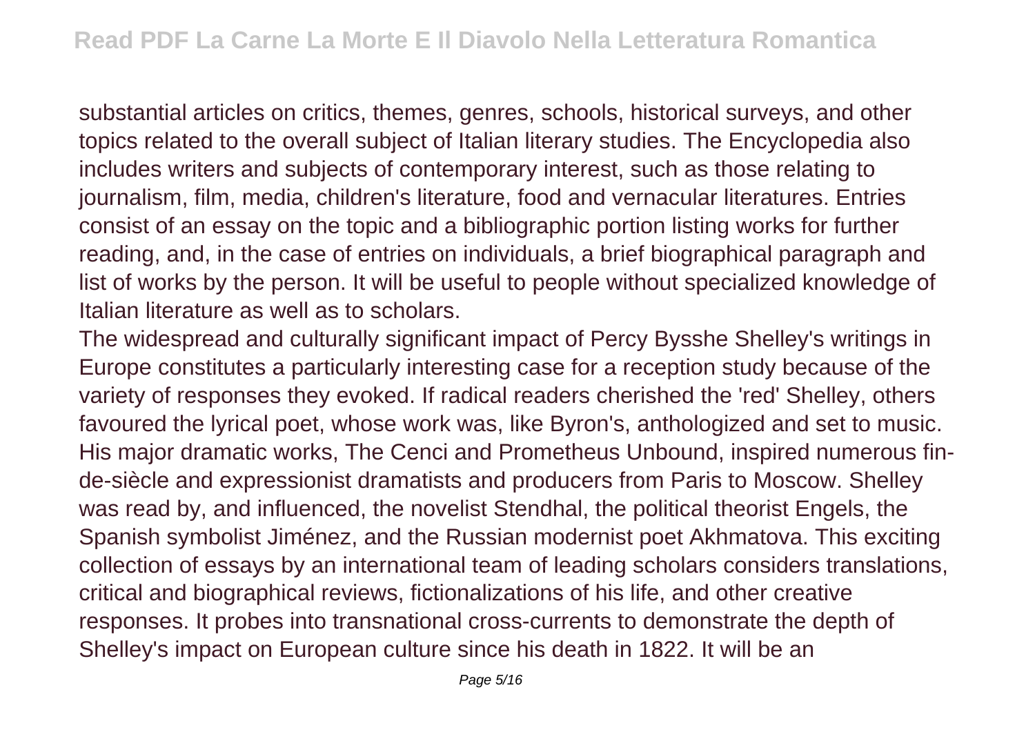substantial articles on critics, themes, genres, schools, historical surveys, and other topics related to the overall subject of Italian literary studies. The Encyclopedia also includes writers and subjects of contemporary interest, such as those relating to journalism, film, media, children's literature, food and vernacular literatures. Entries consist of an essay on the topic and a bibliographic portion listing works for further reading, and, in the case of entries on individuals, a brief biographical paragraph and list of works by the person. It will be useful to people without specialized knowledge of Italian literature as well as to scholars.

The widespread and culturally significant impact of Percy Bysshe Shelley's writings in Europe constitutes a particularly interesting case for a reception study because of the variety of responses they evoked. If radical readers cherished the 'red' Shelley, others favoured the lyrical poet, whose work was, like Byron's, anthologized and set to music. His major dramatic works, The Cenci and Prometheus Unbound, inspired numerous fin-de-siècle and expressionist dramatists and producers from Paris to Moscow. Shelley was read by, and influenced, the novelist Stendhal, the political theorist Engels, the Spanish symbolist Jiménez, and the Russian modernist poet Akhmatova. This exciting collection of essays by an international team of leading scholars considers translations, critical and biographical reviews, fictionalizations of his life, and other creative responses. It probes into transnational cross-currents to demonstrate the depth of Shelley's impact on European culture since his death in 1822. It will be an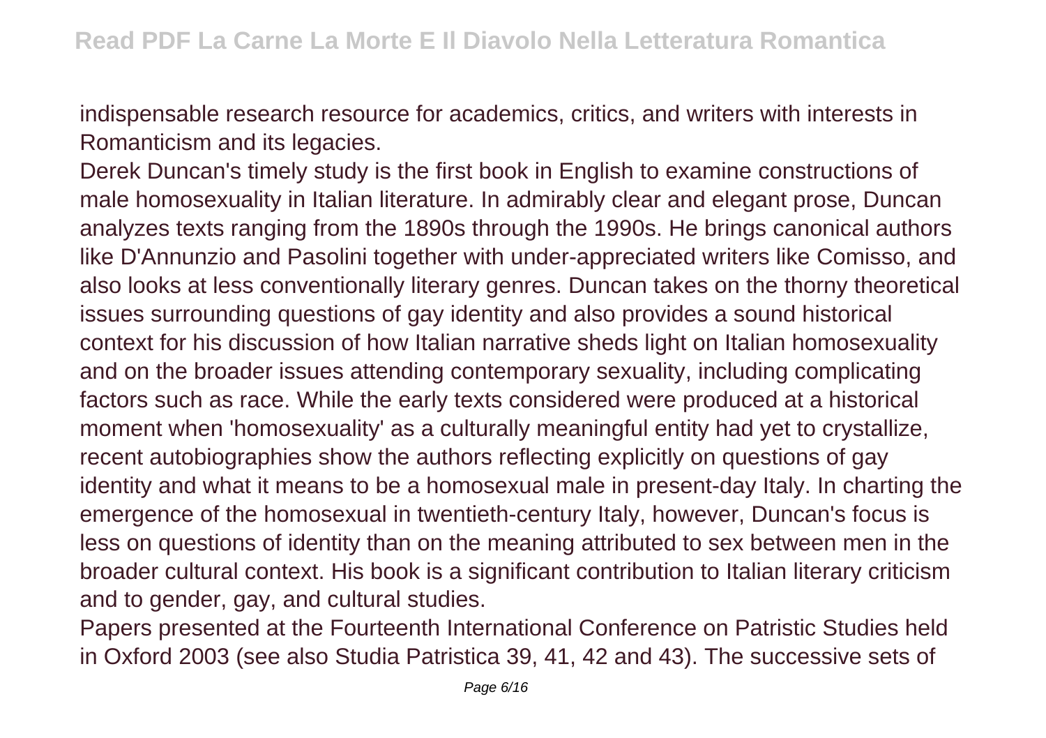indispensable research resource for academics, critics, and writers with interests in Romanticism and its legacies.

Derek Duncan's timely study is the first book in English to examine constructions of male homosexuality in Italian literature. In admirably clear and elegant prose, Duncan analyzes texts ranging from the 1890s through the 1990s. He brings canonical authors like D'Annunzio and Pasolini together with under-appreciated writers like Comisso, and also looks at less conventionally literary genres. Duncan takes on the thorny theoretical issues surrounding questions of gay identity and also provides a sound historical context for his discussion of how Italian narrative sheds light on Italian homosexuality and on the broader issues attending contemporary sexuality, including complicating factors such as race. While the early texts considered were produced at a historical moment when 'homosexuality' as a culturally meaningful entity had yet to crystallize, recent autobiographies show the authors reflecting explicitly on questions of gay identity and what it means to be a homosexual male in present-day Italy. In charting the emergence of the homosexual in twentieth-century Italy, however, Duncan's focus is less on questions of identity than on the meaning attributed to sex between men in the broader cultural context. His book is a significant contribution to Italian literary criticism and to gender, gay, and cultural studies.

Papers presented at the Fourteenth International Conference on Patristic Studies held in Oxford 2003 (see also Studia Patristica 39, 41, 42 and 43). The successive sets of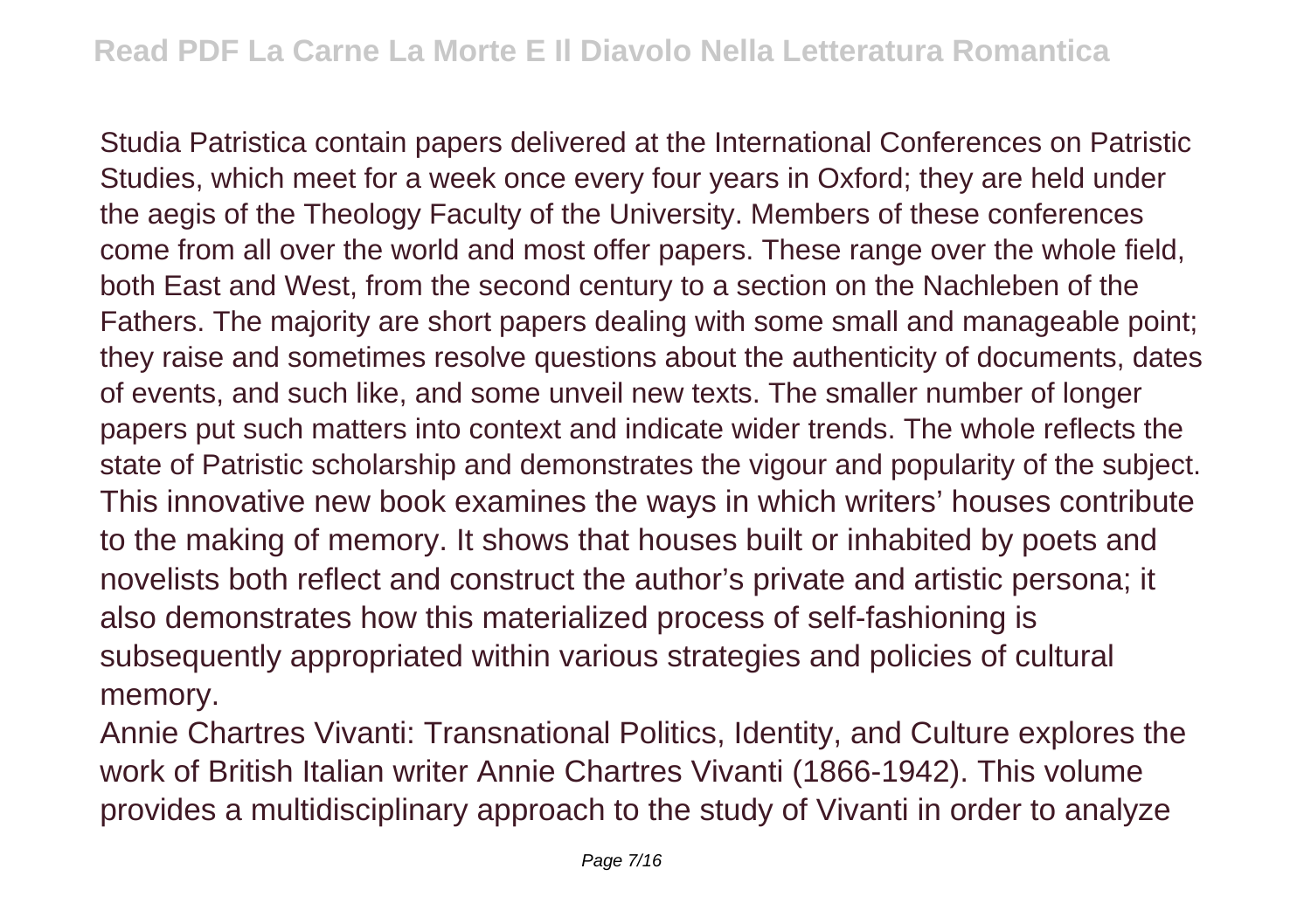Studia Patristica contain papers delivered at the International Conferences on Patristic Studies, which meet for a week once every four years in Oxford; they are held under the aegis of the Theology Faculty of the University. Members of these conferences come from all over the world and most offer papers. These range over the whole field, both East and West, from the second century to a section on the Nachleben of the Fathers. The majority are short papers dealing with some small and manageable point; they raise and sometimes resolve questions about the authenticity of documents, dates of events, and such like, and some unveil new texts. The smaller number of longer papers put such matters into context and indicate wider trends. The whole reflects the state of Patristic scholarship and demonstrates the vigour and popularity of the subject. This innovative new book examines the ways in which writers' houses contribute to the making of memory. It shows that houses built or inhabited by poets and novelists both reflect and construct the author's private and artistic persona; it also demonstrates how this materialized process of self-fashioning is subsequently appropriated within various strategies and policies of cultural memory.

Annie Chartres Vivanti: Transnational Politics, Identity, and Culture explores the work of British Italian writer Annie Chartres Vivanti (1866-1942). This volume provides a multidisciplinary approach to the study of Vivanti in order to analyze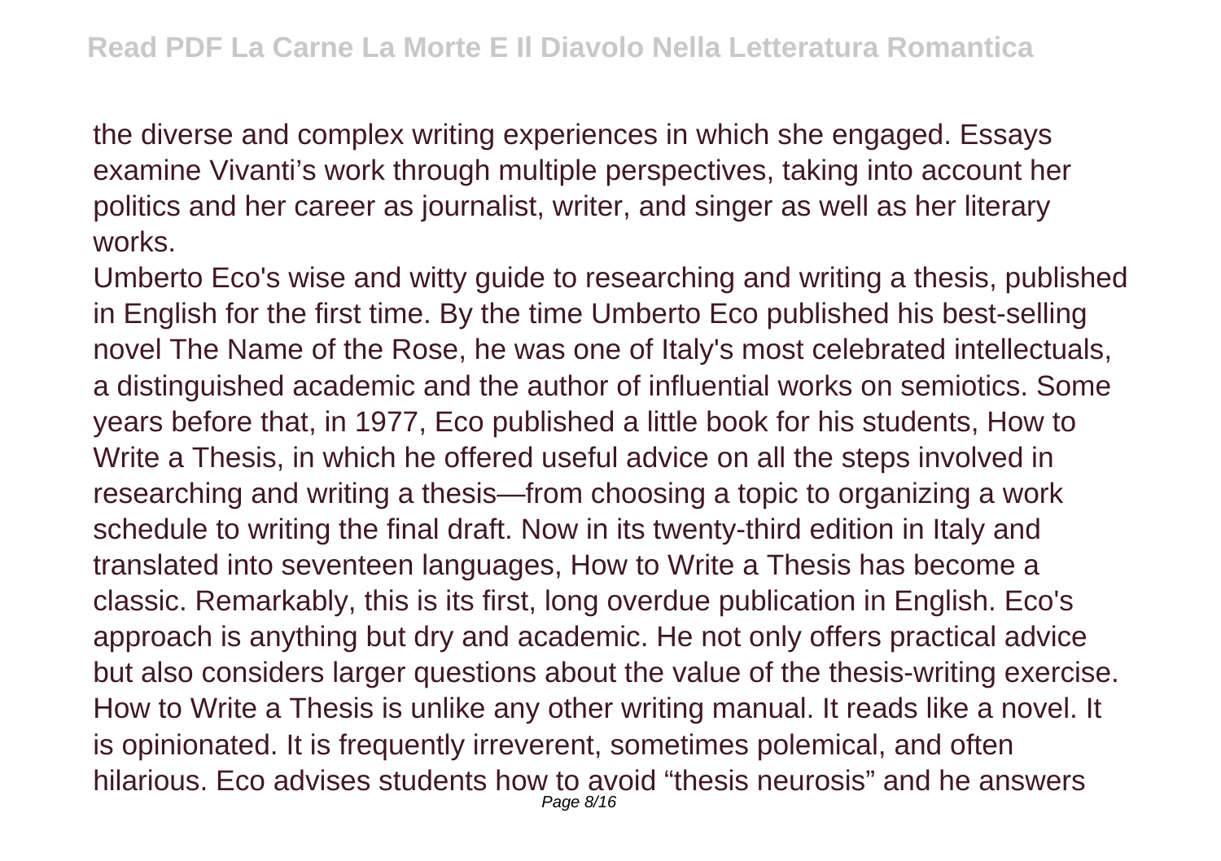the diverse and complex writing experiences in which she engaged. Essays examine Vivanti's work through multiple perspectives, taking into account her politics and her career as journalist, writer, and singer as well as her literary works.

Umberto Eco's wise and witty guide to researching and writing a thesis, published in English for the first time. By the time Umberto Eco published his best-selling novel The Name of the Rose, he was one of Italy's most celebrated intellectuals, a distinguished academic and the author of influential works on semiotics. Some years before that, in 1977, Eco published a little book for his students, How to Write a Thesis, in which he offered useful advice on all the steps involved in researching and writing a thesis—from choosing a topic to organizing a work schedule to writing the final draft. Now in its twenty-third edition in Italy and translated into seventeen languages, How to Write a Thesis has become a classic. Remarkably, this is its first, long overdue publication in English. Eco's approach is anything but dry and academic. He not only offers practical advice but also considers larger questions about the value of the thesis-writing exercise. How to Write a Thesis is unlike any other writing manual. It reads like a novel. It is opinionated. It is frequently irreverent, sometimes polemical, and often hilarious. Eco advises students how to avoid "thesis neurosis" and he answers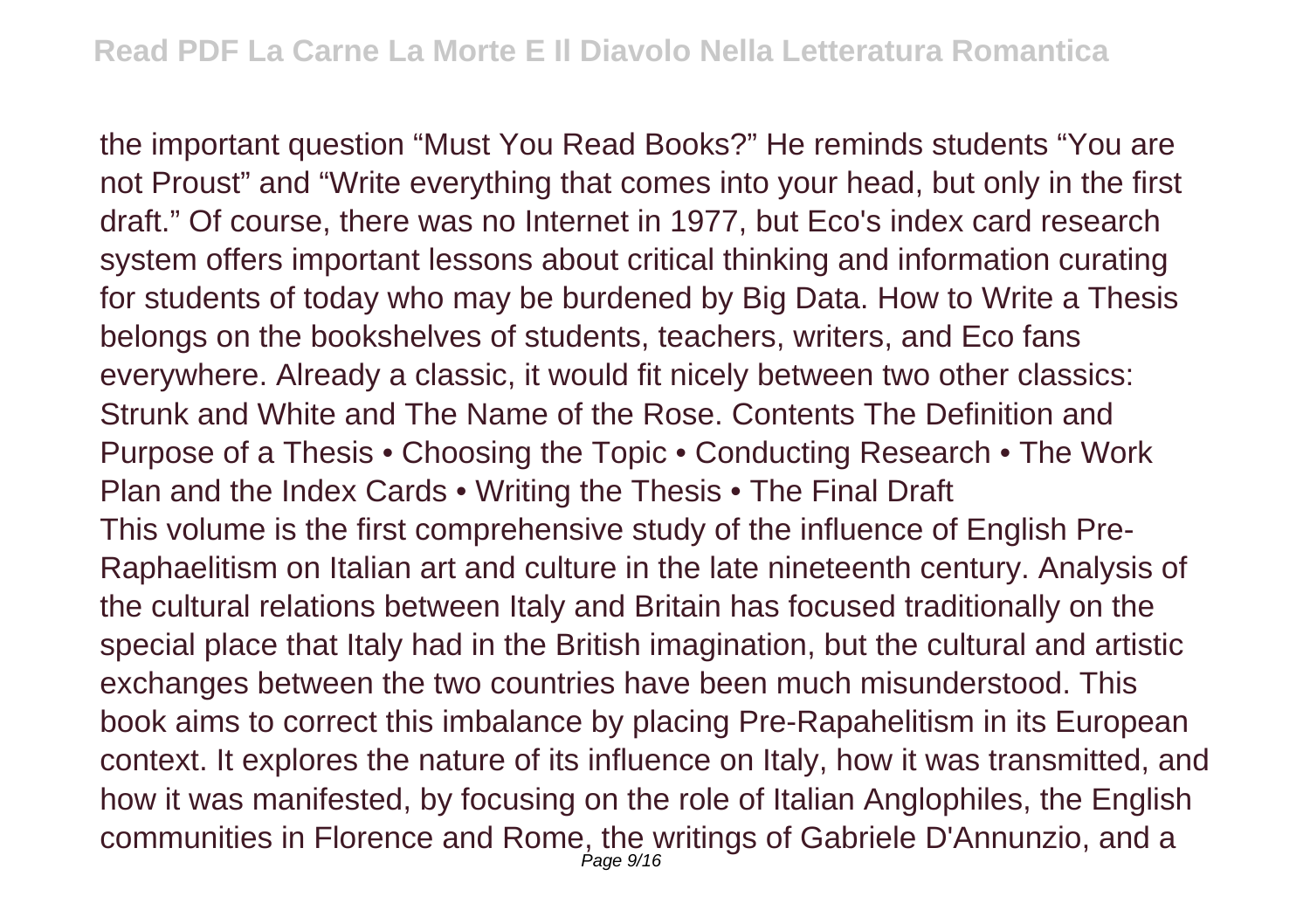the important question "Must You Read Books?" He reminds students "You are not Proust" and "Write everything that comes into your head, but only in the first draft." Of course, there was no Internet in 1977, but Eco's index card research system offers important lessons about critical thinking and information curating for students of today who may be burdened by Big Data. How to Write a Thesis belongs on the bookshelves of students, teachers, writers, and Eco fans everywhere. Already a classic, it would fit nicely between two other classics: Strunk and White and The Name of the Rose. Contents The Definition and Purpose of a Thesis • Choosing the Topic • Conducting Research • The Work Plan and the Index Cards • Writing the Thesis • The Final Draft

This volume is the first comprehensive study of the influence of English Pre-Raphaelitism on Italian art and culture in the late nineteenth century. Analysis of the cultural relations between Italy and Britain has focused traditionally on the special place that Italy had in the British imagination, but the cultural and artistic exchanges between the two countries have been much misunderstood. This book aims to correct this imbalance by placing Pre-Rapahelitism in its European context. It explores the nature of its influence on Italy, how it was transmitted, and how it was manifested, by focusing on the role of Italian Anglophiles, the English communities in Florence and Rome, the writings of Gabriele D'Annunzio, and a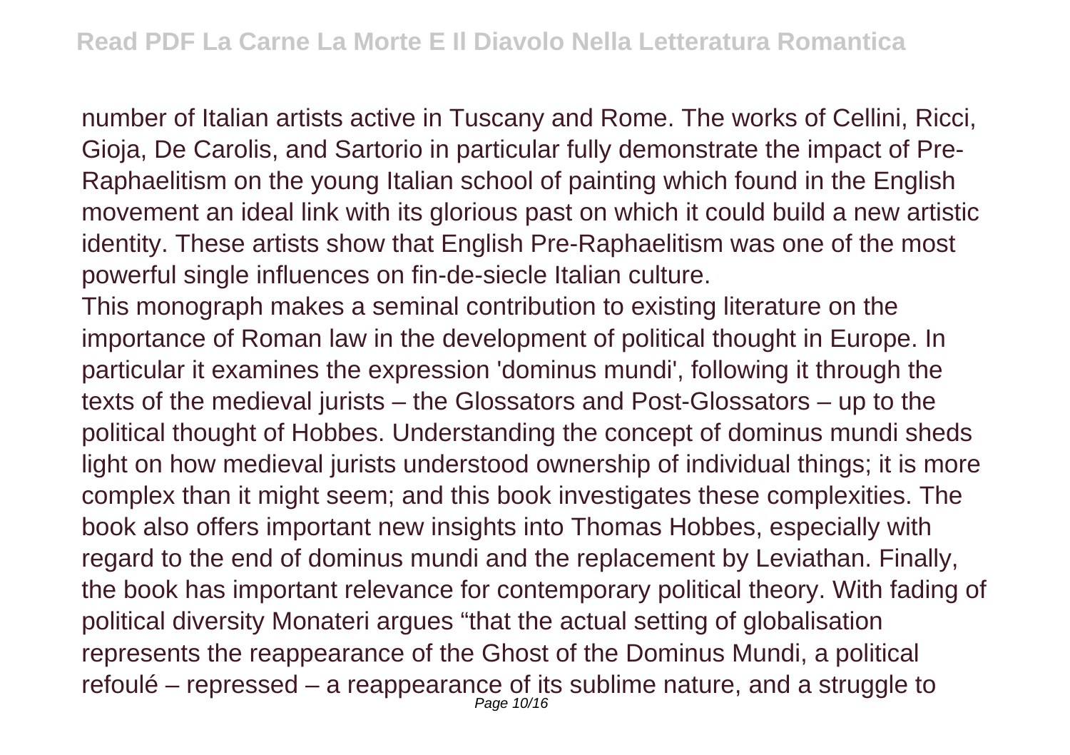number of Italian artists active in Tuscany and Rome. The works of Cellini, Ricci, Gioja, De Carolis, and Sartorio in particular fully demonstrate the impact of Pre-Raphaelitism on the young Italian school of painting which found in the English movement an ideal link with its glorious past on which it could build a new artistic identity. These artists show that English Pre-Raphaelitism was one of the most powerful single influences on fin-de-siecle Italian culture.

This monograph makes a seminal contribution to existing literature on the importance of Roman law in the development of political thought in Europe. In particular it examines the expression 'dominus mundi', following it through the texts of the medieval jurists – the Glossators and Post-Glossators – up to the political thought of Hobbes. Understanding the concept of dominus mundi sheds light on how medieval jurists understood ownership of individual things; it is more complex than it might seem; and this book investigates these complexities. The book also offers important new insights into Thomas Hobbes, especially with regard to the end of dominus mundi and the replacement by Leviathan. Finally, the book has important relevance for contemporary political theory. With fading of political diversity Monateri argues "that the actual setting of globalisation represents the reappearance of the Ghost of the Dominus Mundi, a political refoulé – repressed – a reappearance of its sublime nature, and a struggle to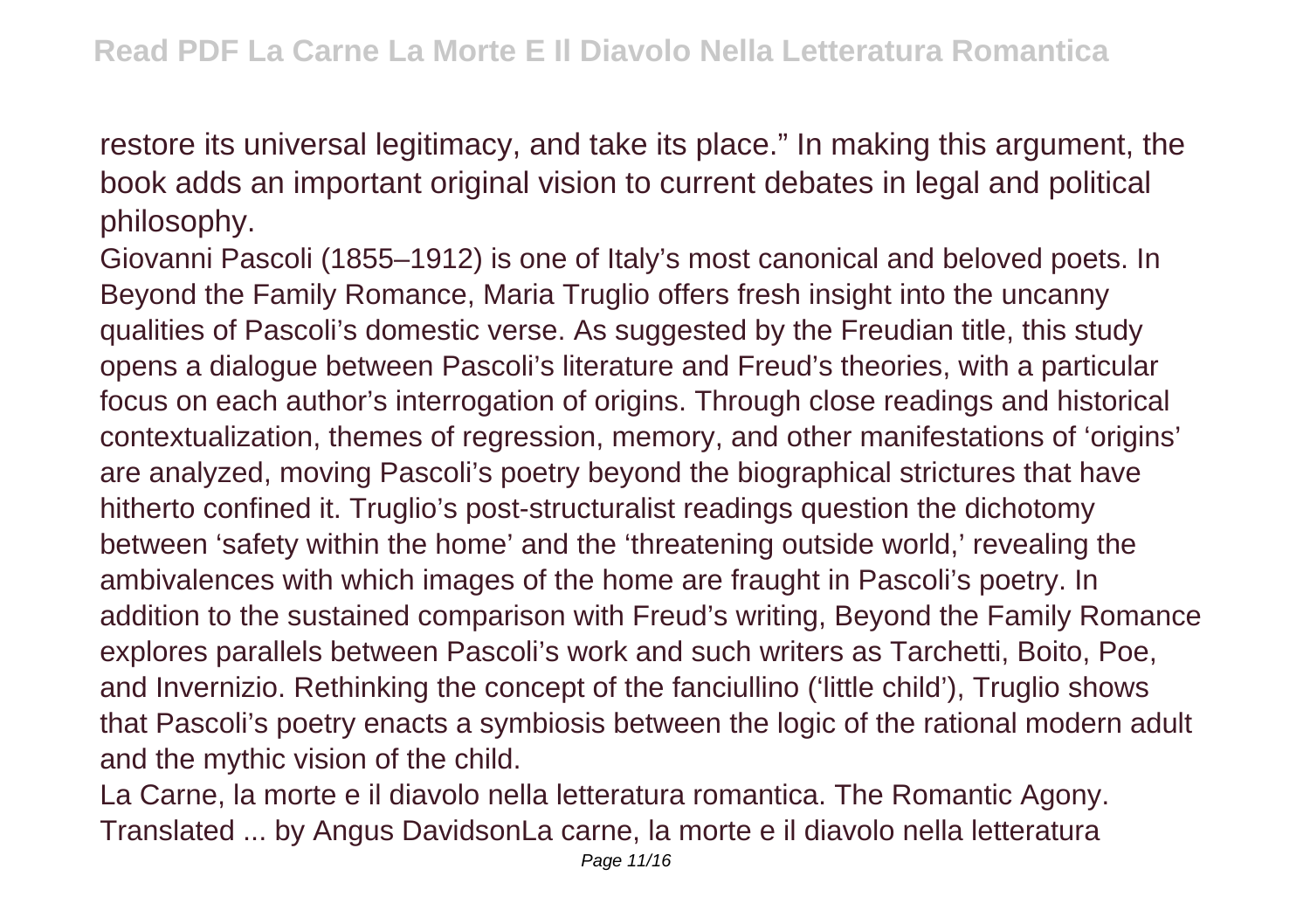restore its universal legitimacy, and take its place." In making this argument, the book adds an important original vision to current debates in legal and political philosophy.

Giovanni Pascoli (1855–1912) is one of Italy's most canonical and beloved poets. In Beyond the Family Romance, Maria Truglio offers fresh insight into the uncanny qualities of Pascoli's domestic verse. As suggested by the Freudian title, this study opens a dialogue between Pascoli's literature and Freud's theories, with a particular focus on each author's interrogation of origins. Through close readings and historical contextualization, themes of regression, memory, and other manifestations of 'origins' are analyzed, moving Pascoli's poetry beyond the biographical strictures that have hitherto confined it. Truglio's post-structuralist readings question the dichotomy between 'safety within the home' and the 'threatening outside world,' revealing the ambivalences with which images of the home are fraught in Pascoli's poetry. In addition to the sustained comparison with Freud's writing, Beyond the Family Romance explores parallels between Pascoli's work and such writers as Tarchetti, Boito, Poe, and Invernizio. Rethinking the concept of the fanciullino ('little child'), Truglio shows that Pascoli's poetry enacts a symbiosis between the logic of the rational modern adult and the mythic vision of the child.

La Carne, la morte e il diavolo nella letteratura romantica. The Romantic Agony. Translated ... by Angus DavidsonLa carne, la morte e il diavolo nella letteratura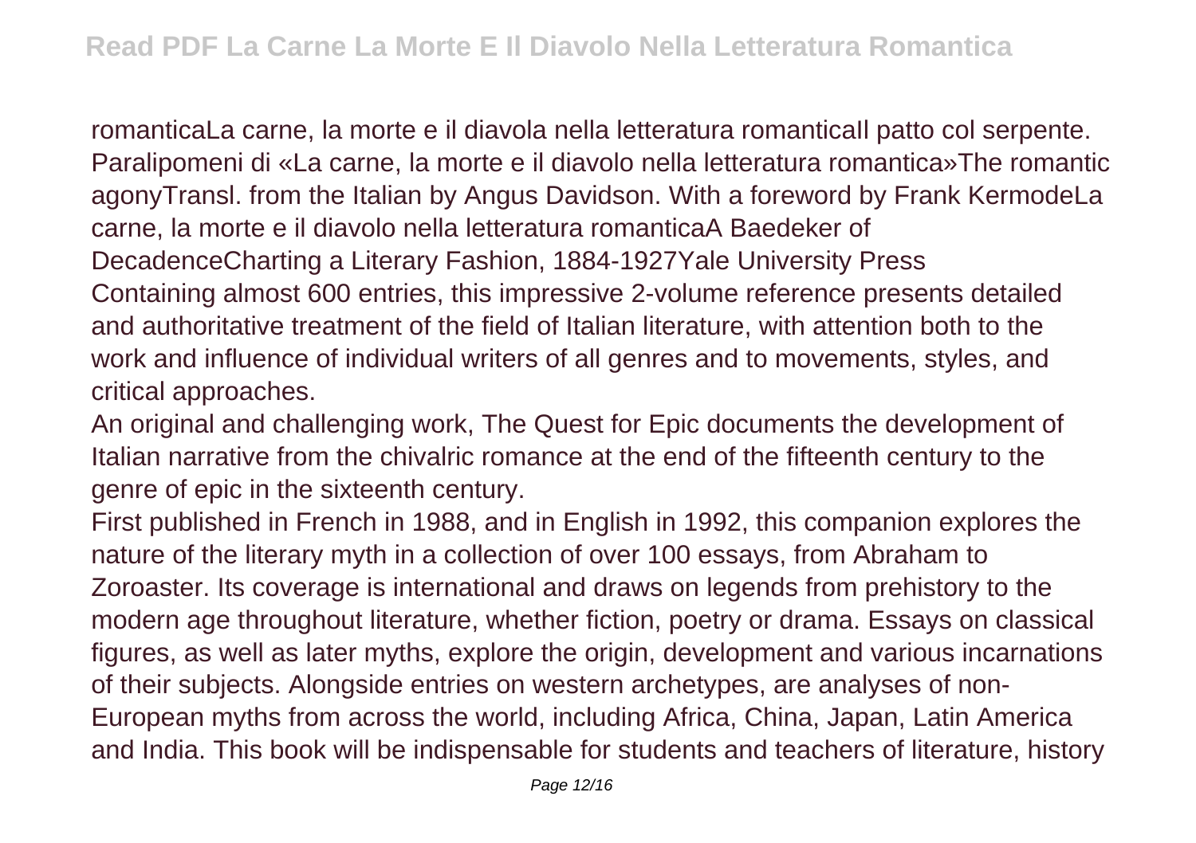romanticaLa carne, la morte e il diavola nella letteratura romanticaIl patto col serpente. Paralipomeni di «La carne, la morte e il diavolo nella letteratura romantica»The romantic agonyTransl. from the Italian by Angus Davidson. With a foreword by Frank KermodeLa carne, la morte e il diavolo nella letteratura romanticaA Baedeker of DecadenceCharting a Literary Fashion, 1884-1927Yale University Press

Containing almost 600 entries, this impressive 2-volume reference presents detailed and authoritative treatment of the field of Italian literature, with attention both to the work and influence of individual writers of all genres and to movements, styles, and critical approaches.

An original and challenging work, The Quest for Epic documents the development of Italian narrative from the chivalric romance at the end of the fifteenth century to the genre of epic in the sixteenth century.

First published in French in 1988, and in English in 1992, this companion explores the nature of the literary myth in a collection of over 100 essays, from Abraham to Zoroaster. Its coverage is international and draws on legends from prehistory to the modern age throughout literature, whether fiction, poetry or drama. Essays on classical figures, as well as later myths, explore the origin, development and various incarnations of their subjects. Alongside entries on western archetypes, are analyses of non-European myths from across the world, including Africa, China, Japan, Latin America and India. This book will be indispensable for students and teachers of literature, history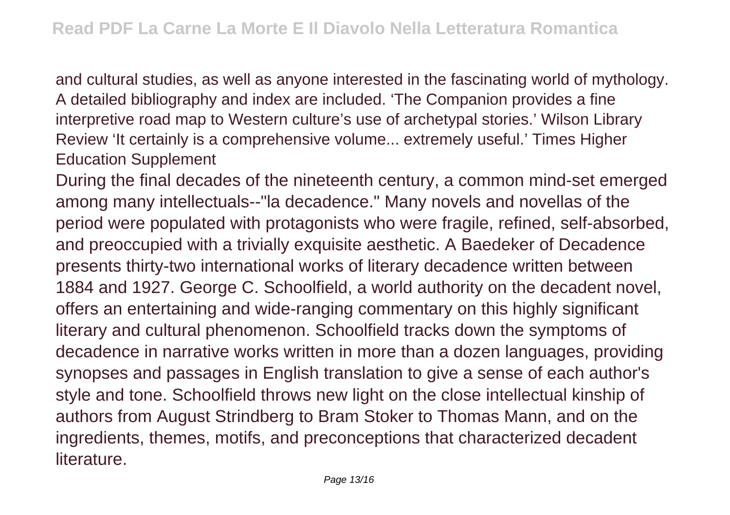and cultural studies, as well as anyone interested in the fascinating world of mythology. A detailed bibliography and index are included. 'The Companion provides a fine interpretive road map to Western culture's use of archetypal stories.' Wilson Library Review 'It certainly is a comprehensive volume... extremely useful.' Times Higher Education Supplement

During the final decades of the nineteenth century, a common mind-set emerged among many intellectuals--"la decadence." Many novels and novellas of the period were populated with protagonists who were fragile, refined, self-absorbed, and preoccupied with a trivially exquisite aesthetic. A Baedeker of Decadence presents thirty-two international works of literary decadence written between 1884 and 1927. George C. Schoolfield, a world authority on the decadent novel, offers an entertaining and wide-ranging commentary on this highly significant literary and cultural phenomenon. Schoolfield tracks down the symptoms of decadence in narrative works written in more than a dozen languages, providing synopses and passages in English translation to give a sense of each author's style and tone. Schoolfield throws new light on the close intellectual kinship of authors from August Strindberg to Bram Stoker to Thomas Mann, and on the ingredients, themes, motifs, and preconceptions that characterized decadent literature.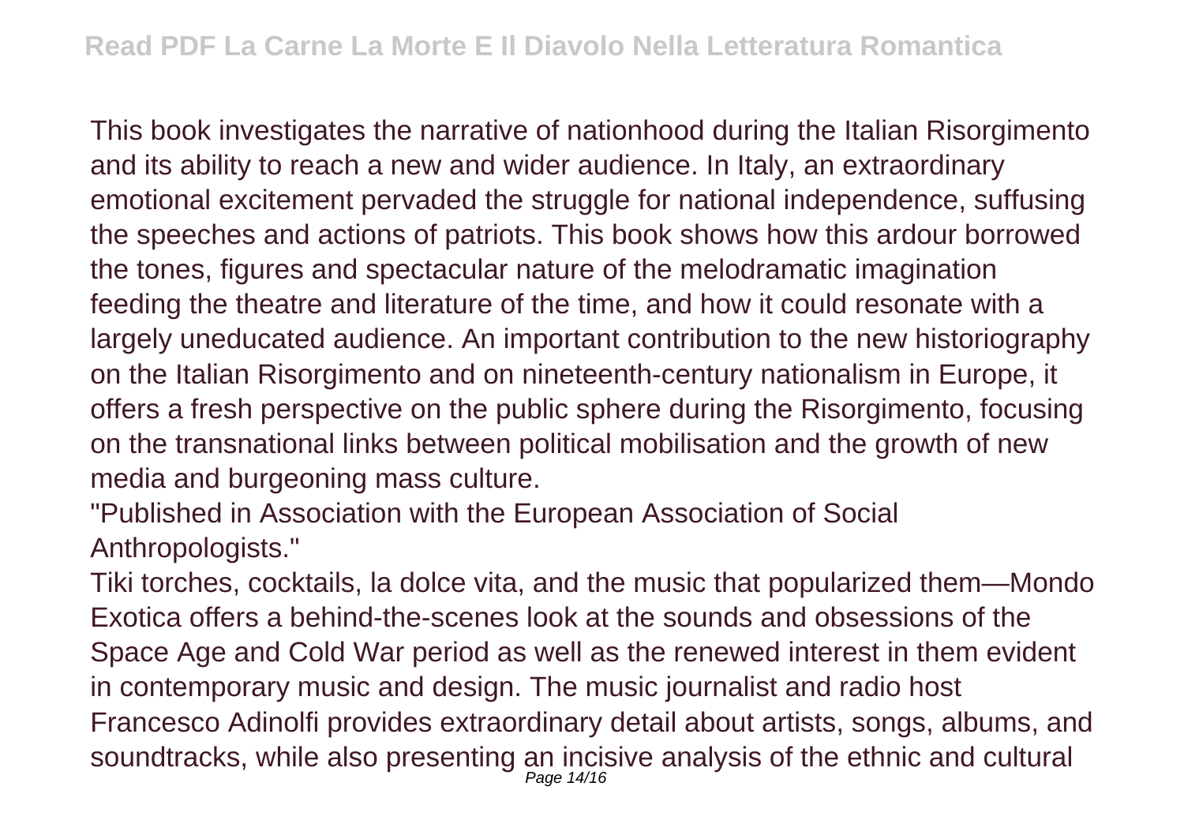This book investigates the narrative of nationhood during the Italian Risorgimento and its ability to reach a new and wider audience. In Italy, an extraordinary emotional excitement pervaded the struggle for national independence, suffusing the speeches and actions of patriots. This book shows how this ardour borrowed the tones, figures and spectacular nature of the melodramatic imagination feeding the theatre and literature of the time, and how it could resonate with a largely uneducated audience. An important contribution to the new historiography on the Italian Risorgimento and on nineteenth-century nationalism in Europe, it offers a fresh perspective on the public sphere during the Risorgimento, focusing on the transnational links between political mobilisation and the growth of new media and burgeoning mass culture.

"Published in Association with the European Association of Social Anthropologists."

Tiki torches, cocktails, la dolce vita, and the music that popularized them—Mondo Exotica offers a behind-the-scenes look at the sounds and obsessions of the Space Age and Cold War period as well as the renewed interest in them evident in contemporary music and design. The music journalist and radio host Francesco Adinolfi provides extraordinary detail about artists, songs, albums, and soundtracks, while also presenting an incisive analysis of the ethnic and cultural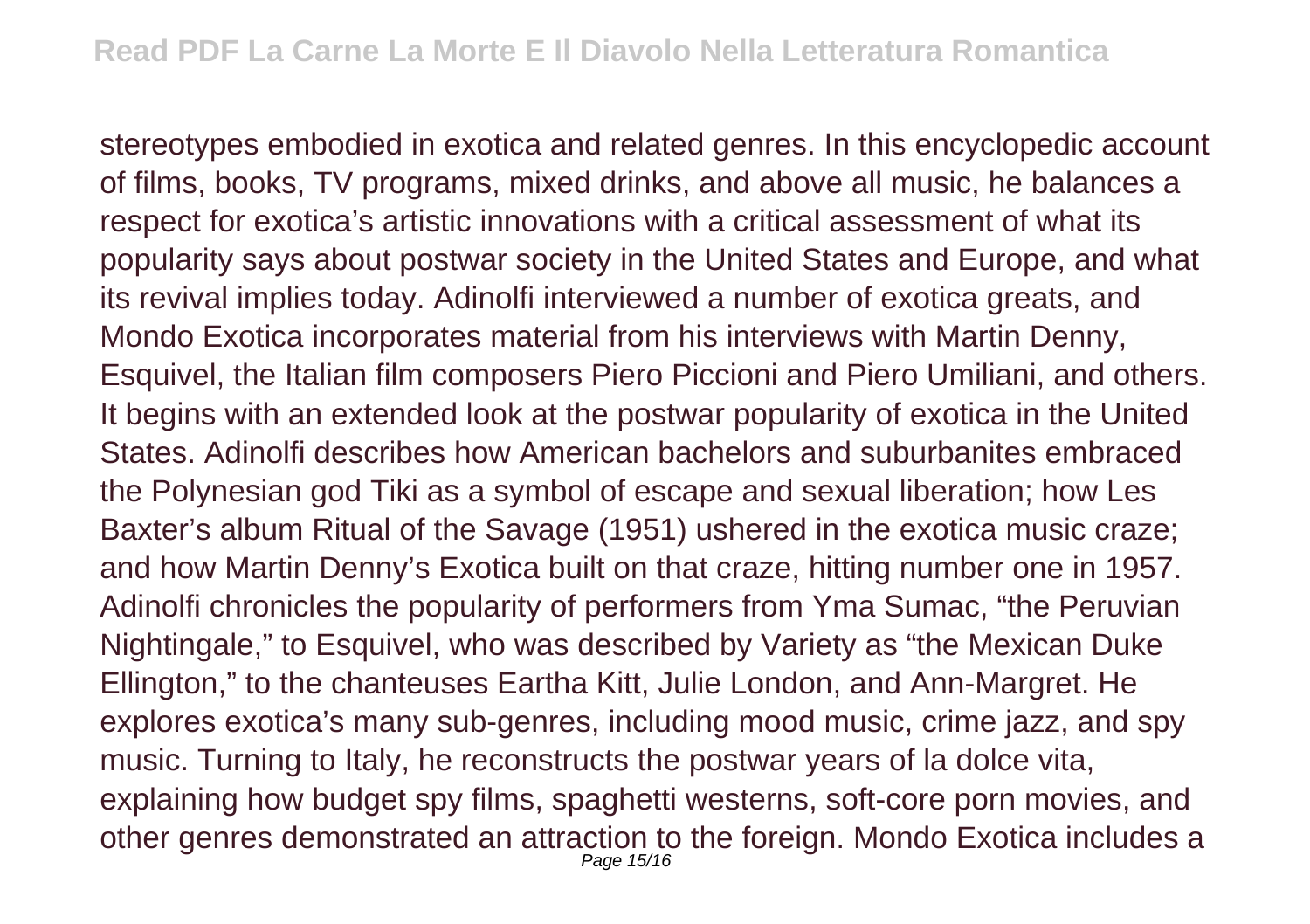stereotypes embodied in exotica and related genres. In this encyclopedic account of films, books, TV programs, mixed drinks, and above all music, he balances a respect for exotica's artistic innovations with a critical assessment of what its popularity says about postwar society in the United States and Europe, and what its revival implies today. Adinolfi interviewed a number of exotica greats, and Mondo Exotica incorporates material from his interviews with Martin Denny, Esquivel, the Italian film composers Piero Piccioni and Piero Umiliani, and others. It begins with an extended look at the postwar popularity of exotica in the United States. Adinolfi describes how American bachelors and suburbanites embraced the Polynesian god Tiki as a symbol of escape and sexual liberation; how Les Baxter's album Ritual of the Savage (1951) ushered in the exotica music craze; and how Martin Denny's Exotica built on that craze, hitting number one in 1957. Adinolfi chronicles the popularity of performers from Yma Sumac, "the Peruvian Nightingale," to Esquivel, who was described by Variety as "the Mexican Duke Ellington," to the chanteuses Eartha Kitt, Julie London, and Ann-Margret. He explores exotica's many sub-genres, including mood music, crime jazz, and spy music. Turning to Italy, he reconstructs the postwar years of la dolce vita, explaining how budget spy films, spaghetti westerns, soft-core porn movies, and other genres demonstrated an attraction to the foreign. Mondo Exotica includes a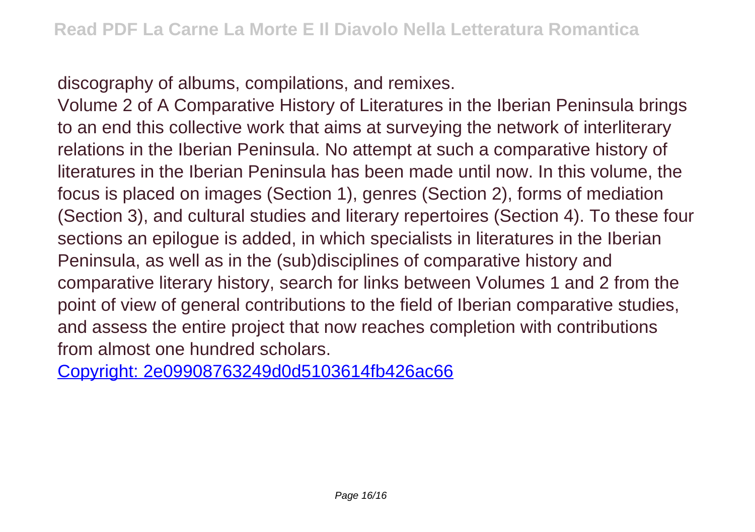discography of albums, compilations, and remixes.

Volume 2 of A Comparative History of Literatures in the Iberian Peninsula brings to an end this collective work that aims at surveying the network of interliterary relations in the Iberian Peninsula. No attempt at such a comparative history of literatures in the Iberian Peninsula has been made until now. In this volume, the focus is placed on images (Section 1), genres (Section 2), forms of mediation (Section 3), and cultural studies and literary repertoires (Section 4). To these four sections an epilogue is added, in which specialists in literatures in the Iberian Peninsula, as well as in the (sub)disciplines of comparative history and comparative literary history, search for links between Volumes 1 and 2 from the point of view of general contributions to the field of Iberian comparative studies, and assess the entire project that now reaches completion with contributions from almost one hundred scholars.

Copyright: 2e09908763249d0d5103614fb426ac66